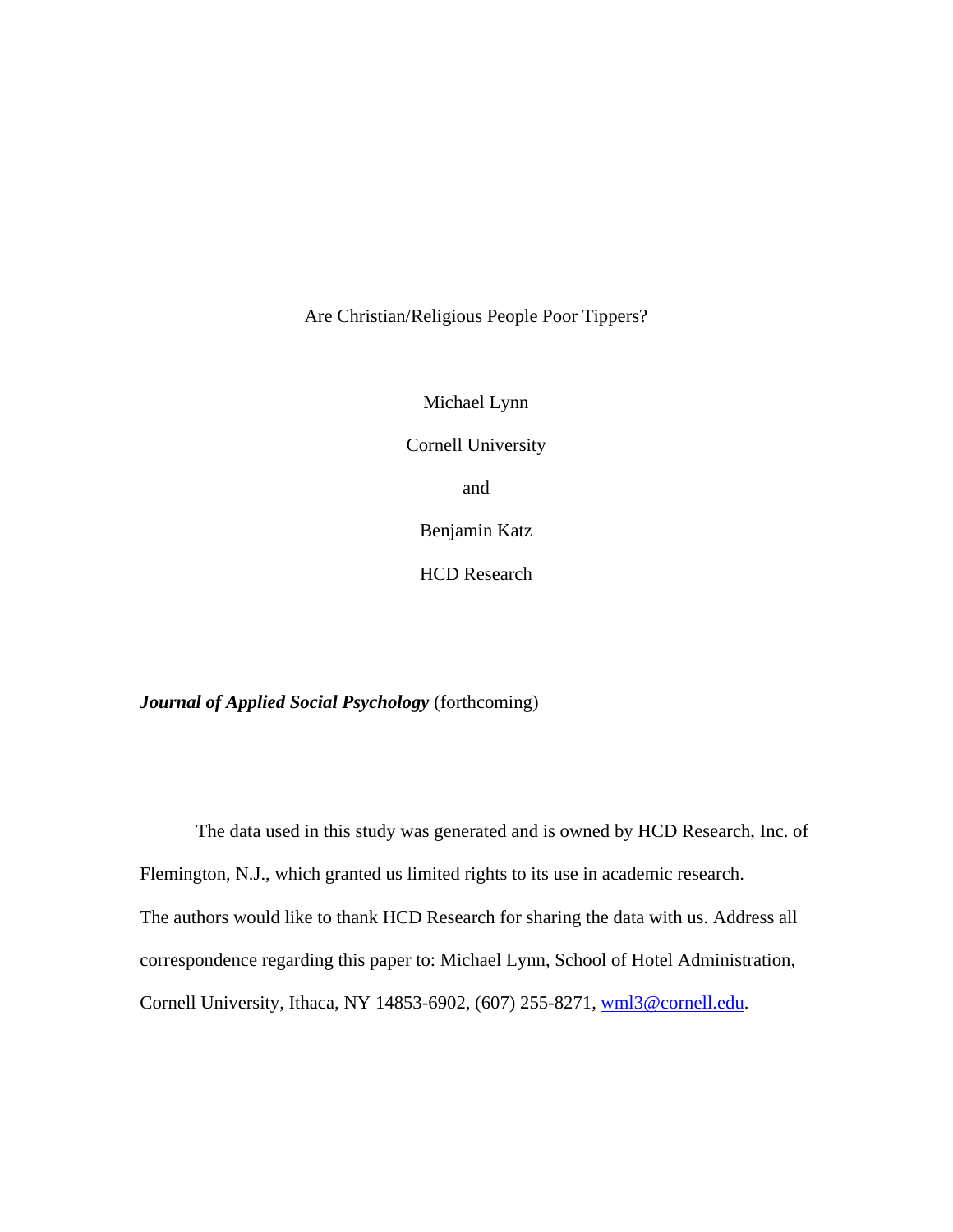# Are Christian/Religious People Poor Tippers?

Michael Lynn

Cornell University

and

Benjamin Katz

HCD Research

***Journal of Applied Social Psychology*** (forthcoming)

The data used in this study was generated and is owned by HCD Research, Inc. of Flemington, N.J., which granted us limited rights to its use in academic research. The authors would like to thank HCD Research for sharing the data with us. Address all correspondence regarding this paper to: Michael Lynn, School of Hotel Administration, Cornell University, Ithaca, NY 14853-6902, (607) 255-8271, wml3@cornell.edu.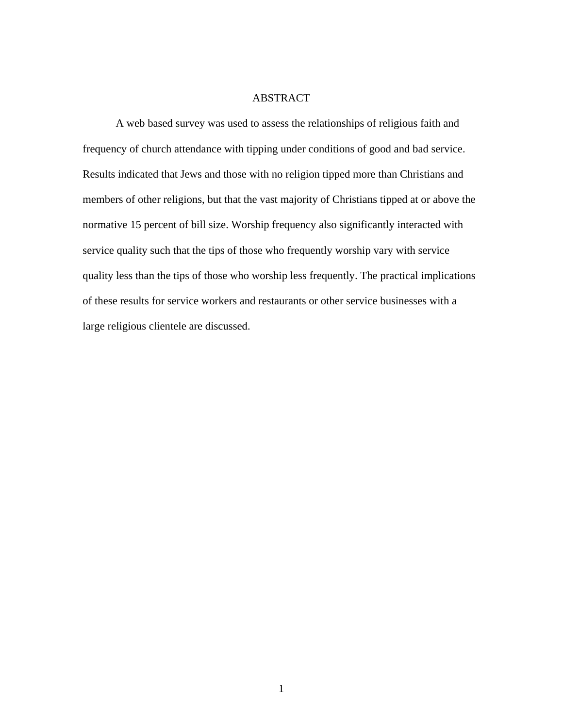# ABSTRACT

A web based survey was used to assess the relationships of religious faith and frequency of church attendance with tipping under conditions of good and bad service. Results indicated that Jews and those with no religion tipped more than Christians and members of other religions, but that the vast majority of Christians tipped at or above the normative 15 percent of bill size. Worship frequency also significantly interacted with service quality such that the tips of those who frequently worship vary with service quality less than the tips of those who worship less frequently. The practical implications of these results for service workers and restaurants or other service businesses with a large religious clientele are discussed.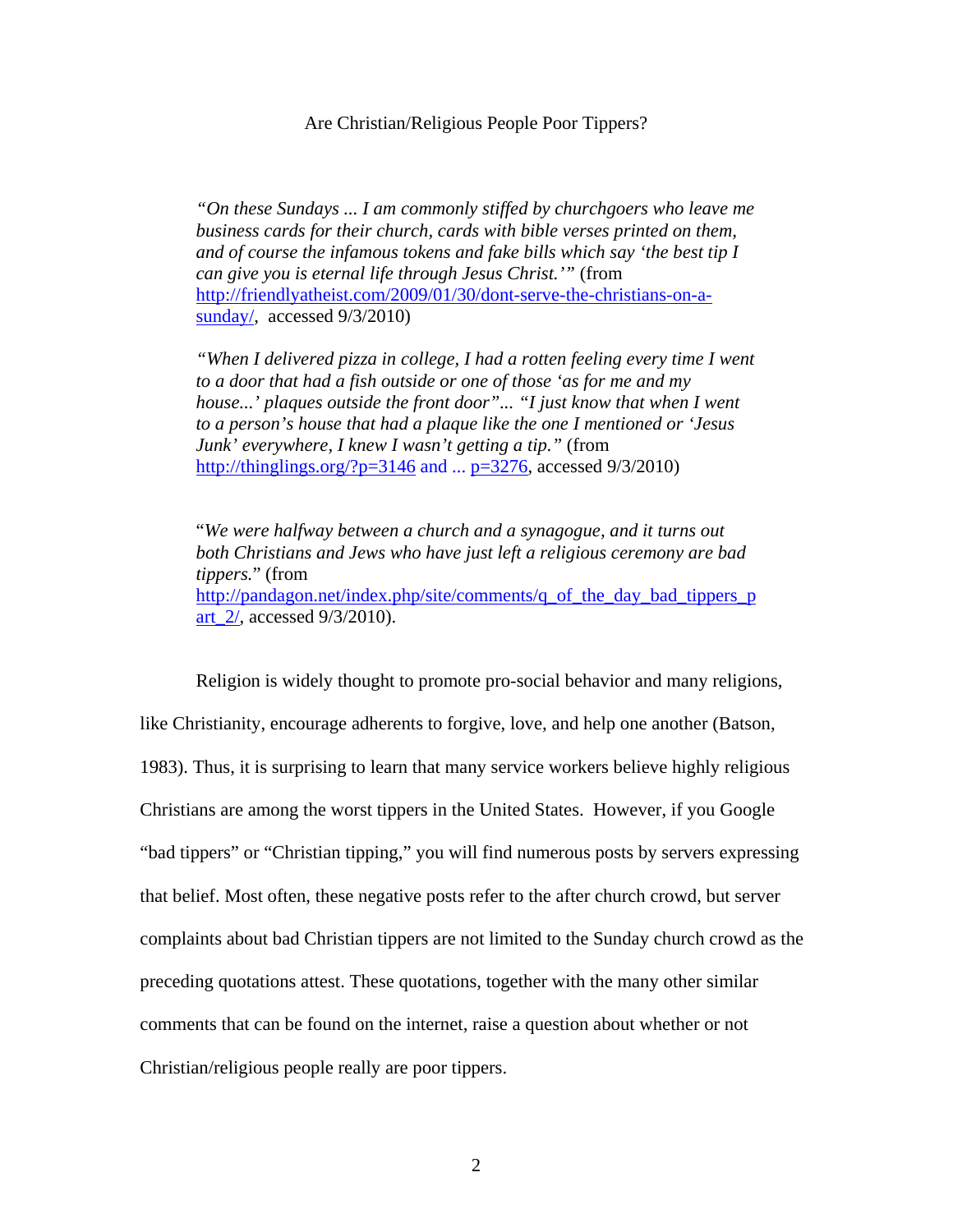Are Christian/Religious People Poor Tippers?

> *"On these Sundays ... I am commonly stiffed by churchgoers who leave me business cards for their church, cards with bible verses printed on them, and of course the infamous tokens and fake bills which say 'the best tip I can give you is eternal life through Jesus Christ.'"* (from http://friendlyatheist.com/2009/01/30/dont-serve-the-christians-on-a-sunday/, accessed 9/3/2010)

> *"When I delivered pizza in college, I had a rotten feeling every time I went to a door that had a fish outside or one of those 'as for me and my house...' plaques outside the front door"... "I just know that when I went to a person's house that had a plaque like the one I mentioned or 'Jesus Junk' everywhere, I knew I wasn't getting a tip."* (from http://thinglings.org/?p=3146 and ... p=3276, accessed 9/3/2010)

> "*We were halfway between a church and a synagogue, and it turns out both Christians and Jews who have just left a religious ceremony are bad tippers.*" (from http://pandagon.net/index.php/site/comments/q_of_the_day_bad_tippers_part_2/, accessed 9/3/2010).

Religion is widely thought to promote pro-social behavior and many religions, like Christianity, encourage adherents to forgive, love, and help one another (Batson, 1983). Thus, it is surprising to learn that many service workers believe highly religious Christians are among the worst tippers in the United States. However, if you Google "bad tippers" or "Christian tipping," you will find numerous posts by servers expressing that belief. Most often, these negative posts refer to the after church crowd, but server complaints about bad Christian tippers are not limited to the Sunday church crowd as the preceding quotations attest. These quotations, together with the many other similar comments that can be found on the internet, raise a question about whether or not Christian/religious people really are poor tippers.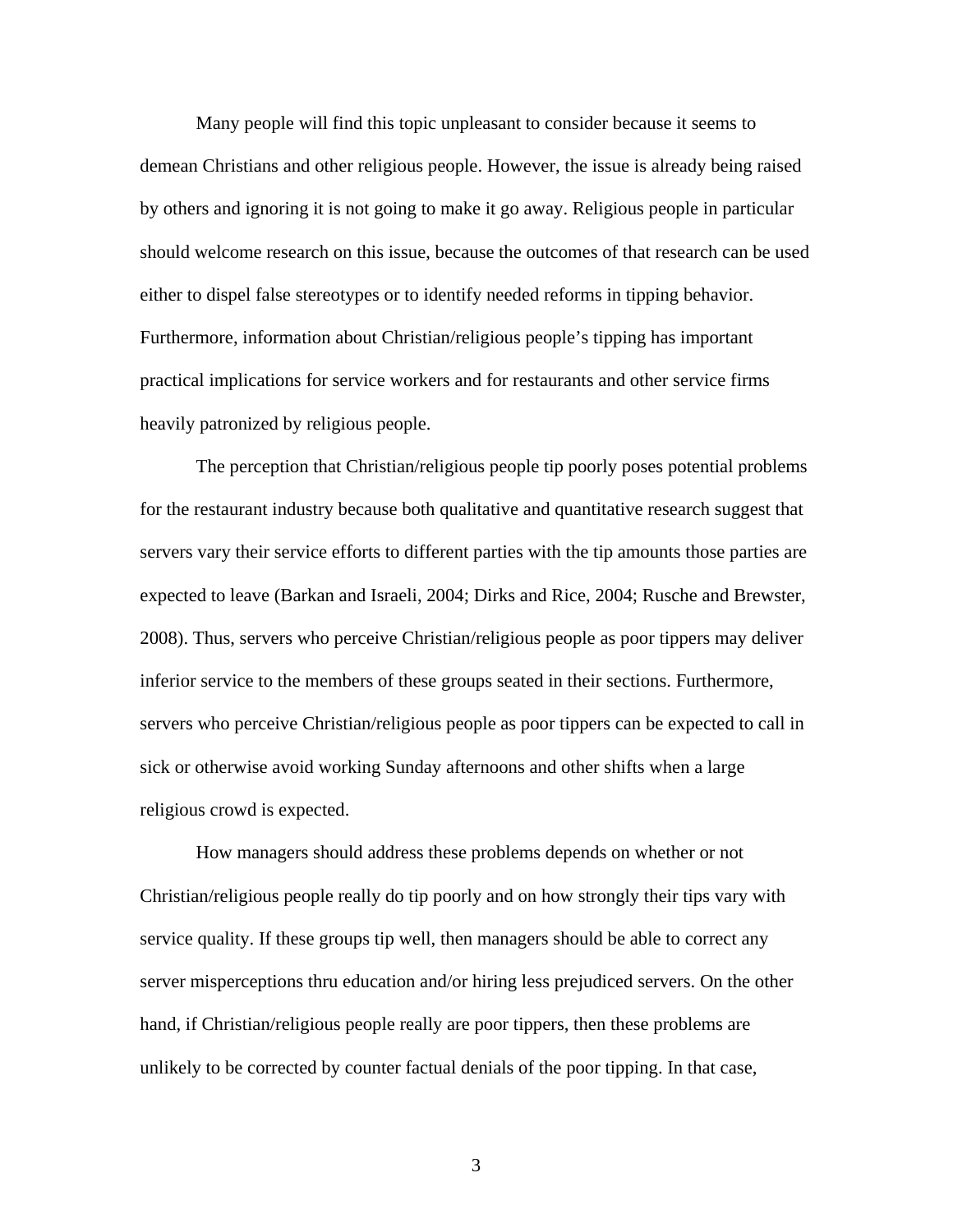Many people will find this topic unpleasant to consider because it seems to demean Christians and other religious people. However, the issue is already being raised by others and ignoring it is not going to make it go away. Religious people in particular should welcome research on this issue, because the outcomes of that research can be used either to dispel false stereotypes or to identify needed reforms in tipping behavior. Furthermore, information about Christian/religious people's tipping has important practical implications for service workers and for restaurants and other service firms heavily patronized by religious people.

The perception that Christian/religious people tip poorly poses potential problems for the restaurant industry because both qualitative and quantitative research suggest that servers vary their service efforts to different parties with the tip amounts those parties are expected to leave (Barkan and Israeli, 2004; Dirks and Rice, 2004; Rusche and Brewster, 2008). Thus, servers who perceive Christian/religious people as poor tippers may deliver inferior service to the members of these groups seated in their sections. Furthermore, servers who perceive Christian/religious people as poor tippers can be expected to call in sick or otherwise avoid working Sunday afternoons and other shifts when a large religious crowd is expected.

How managers should address these problems depends on whether or not Christian/religious people really do tip poorly and on how strongly their tips vary with service quality. If these groups tip well, then managers should be able to correct any server misperceptions thru education and/or hiring less prejudiced servers. On the other hand, if Christian/religious people really are poor tippers, then these problems are unlikely to be corrected by counter factual denials of the poor tipping. In that case,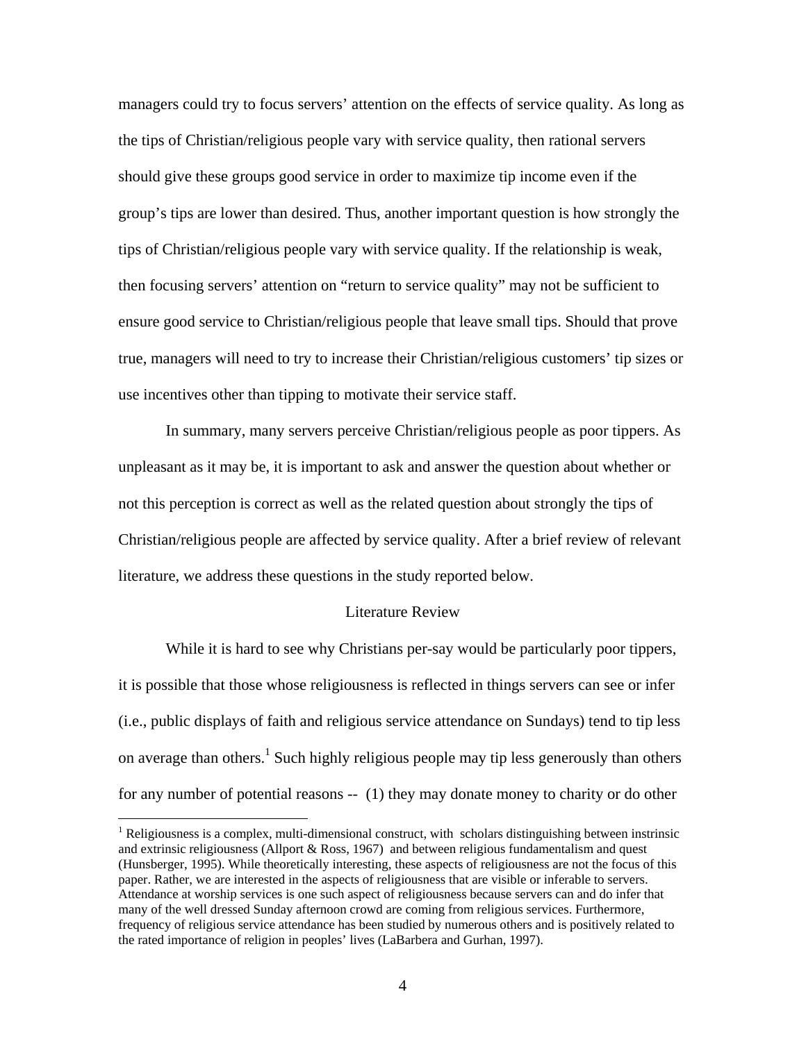managers could try to focus servers' attention on the effects of service quality. As long as the tips of Christian/religious people vary with service quality, then rational servers should give these groups good service in order to maximize tip income even if the group's tips are lower than desired. Thus, another important question is how strongly the tips of Christian/religious people vary with service quality. If the relationship is weak, then focusing servers' attention on "return to service quality" may not be sufficient to ensure good service to Christian/religious people that leave small tips. Should that prove true, managers will need to try to increase their Christian/religious customers' tip sizes or use incentives other than tipping to motivate their service staff.

In summary, many servers perceive Christian/religious people as poor tippers. As unpleasant as it may be, it is important to ask and answer the question about whether or not this perception is correct as well as the related question about strongly the tips of Christian/religious people are affected by service quality. After a brief review of relevant literature, we address these questions in the study reported below.

## Literature Review

While it is hard to see why Christians per-say would be particularly poor tippers, it is possible that those whose religiousness is reflected in things servers can see or infer (i.e., public displays of faith and religious service attendance on Sundays) tend to tip less on average than others.[1] Such highly religious people may tip less generously than others for any number of potential reasons -- (1) they may donate money to charity or do other

[1] Religiousness is a complex, multi-dimensional construct, with scholars distinguishing between instrinsic and extrinsic religiousness (Allport & Ross, 1967) and between religious fundamentalism and quest (Hunsberger, 1995). While theoretically interesting, these aspects of religiousness are not the focus of this paper. Rather, we are interested in the aspects of religiousness that are visible or inferable to servers. Attendance at worship services is one such aspect of religiousness because servers can and do infer that many of the well dressed Sunday afternoon crowd are coming from religious services. Furthermore, frequency of religious service attendance has been studied by numerous others and is positively related to the rated importance of religion in peoples' lives (LaBarbera and Gurhan, 1997).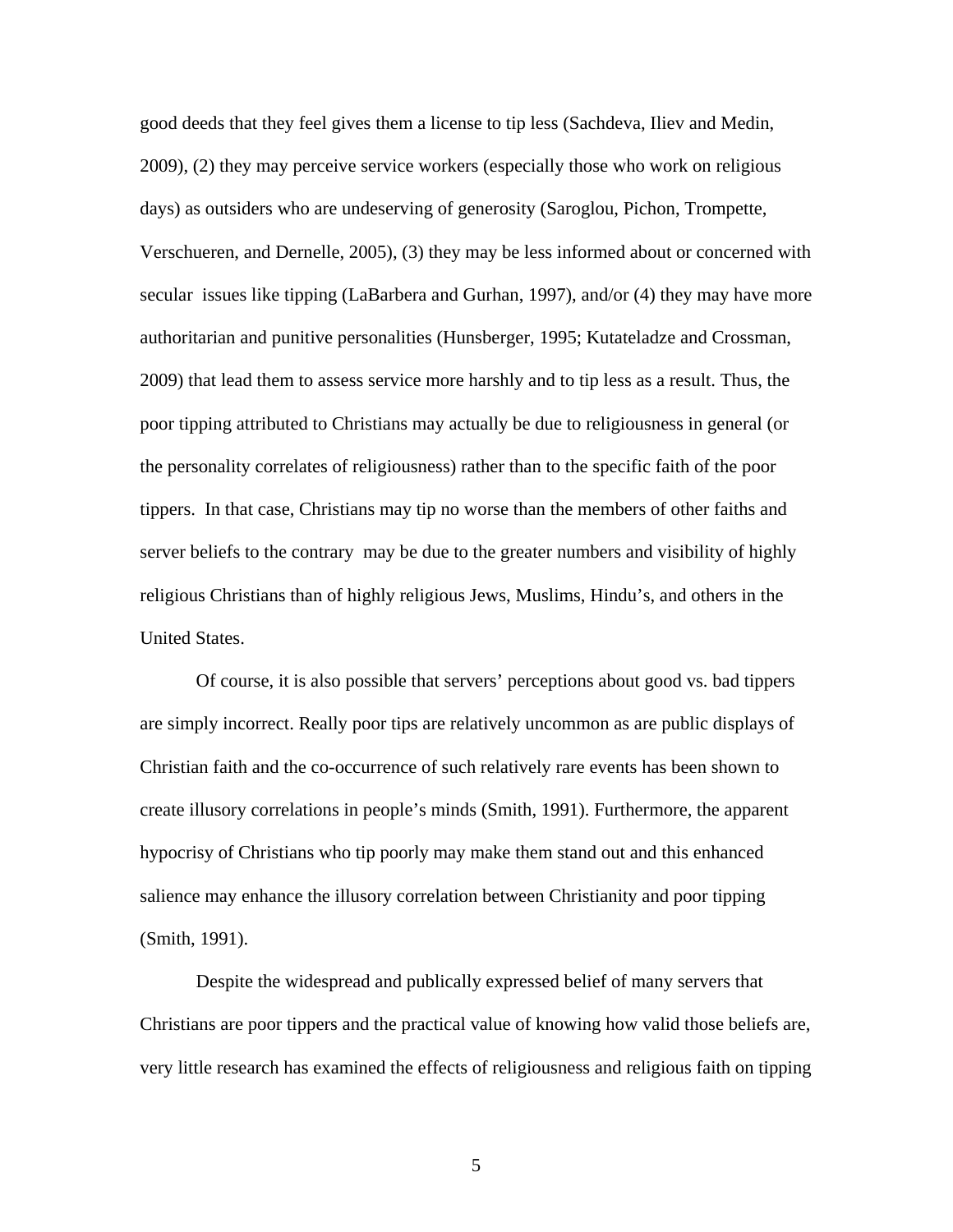good deeds that they feel gives them a license to tip less (Sachdeva, Iliev and Medin, 2009), (2) they may perceive service workers (especially those who work on religious days) as outsiders who are undeserving of generosity (Saroglou, Pichon, Trompette, Verschueren, and Dernelle, 2005), (3) they may be less informed about or concerned with secular issues like tipping (LaBarbera and Gurhan, 1997), and/or (4) they may have more authoritarian and punitive personalities (Hunsberger, 1995; Kutateladze and Crossman, 2009) that lead them to assess service more harshly and to tip less as a result. Thus, the poor tipping attributed to Christians may actually be due to religiousness in general (or the personality correlates of religiousness) rather than to the specific faith of the poor tippers. In that case, Christians may tip no worse than the members of other faiths and server beliefs to the contrary may be due to the greater numbers and visibility of highly religious Christians than of highly religious Jews, Muslims, Hindu's, and others in the United States.

Of course, it is also possible that servers' perceptions about good vs. bad tippers are simply incorrect. Really poor tips are relatively uncommon as are public displays of Christian faith and the co-occurrence of such relatively rare events has been shown to create illusory correlations in people's minds (Smith, 1991). Furthermore, the apparent hypocrisy of Christians who tip poorly may make them stand out and this enhanced salience may enhance the illusory correlation between Christianity and poor tipping (Smith, 1991).

Despite the widespread and publically expressed belief of many servers that Christians are poor tippers and the practical value of knowing how valid those beliefs are, very little research has examined the effects of religiousness and religious faith on tipping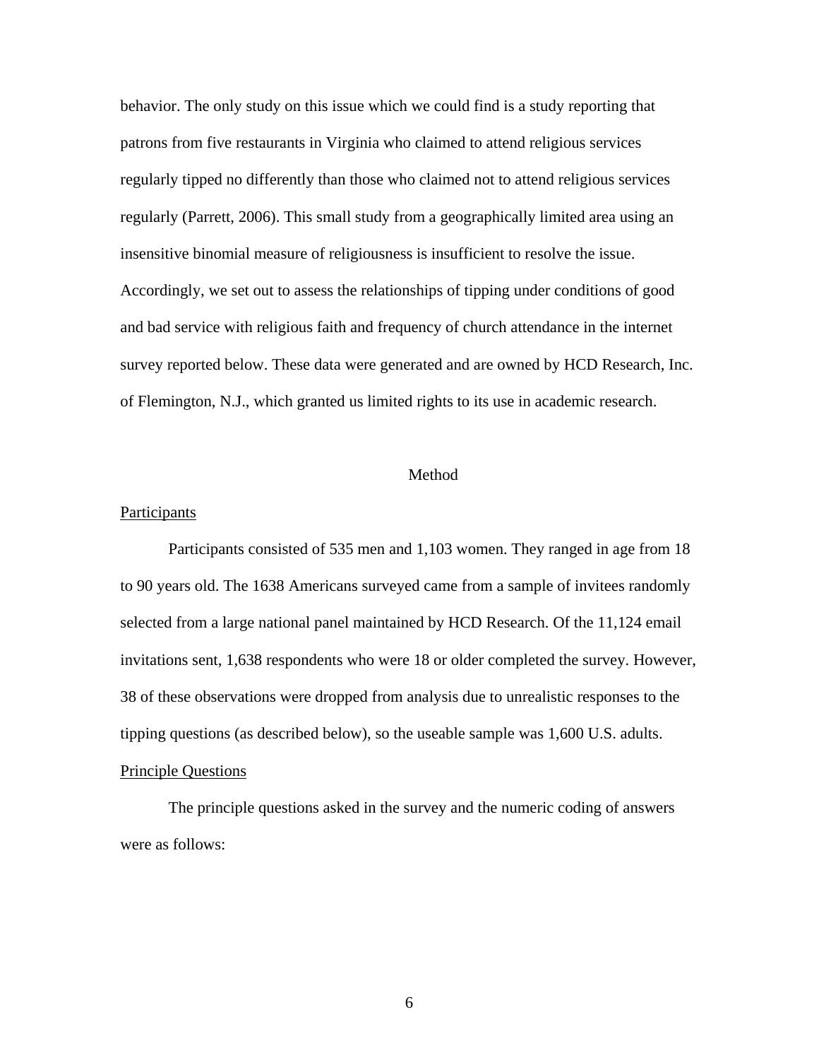behavior. The only study on this issue which we could find is a study reporting that patrons from five restaurants in Virginia who claimed to attend religious services regularly tipped no differently than those who claimed not to attend religious services regularly (Parrett, 2006). This small study from a geographically limited area using an insensitive binomial measure of religiousness is insufficient to resolve the issue. Accordingly, we set out to assess the relationships of tipping under conditions of good and bad service with religious faith and frequency of church attendance in the internet survey reported below. These data were generated and are owned by HCD Research, Inc. of Flemington, N.J., which granted us limited rights to its use in academic research.

## Method

### Participants

Participants consisted of 535 men and 1,103 women. They ranged in age from 18 to 90 years old. The 1638 Americans surveyed came from a sample of invitees randomly selected from a large national panel maintained by HCD Research. Of the 11,124 email invitations sent, 1,638 respondents who were 18 or older completed the survey. However, 38 of these observations were dropped from analysis due to unrealistic responses to the tipping questions (as described below), so the useable sample was 1,600 U.S. adults.

### Principle Questions

The principle questions asked in the survey and the numeric coding of answers were as follows: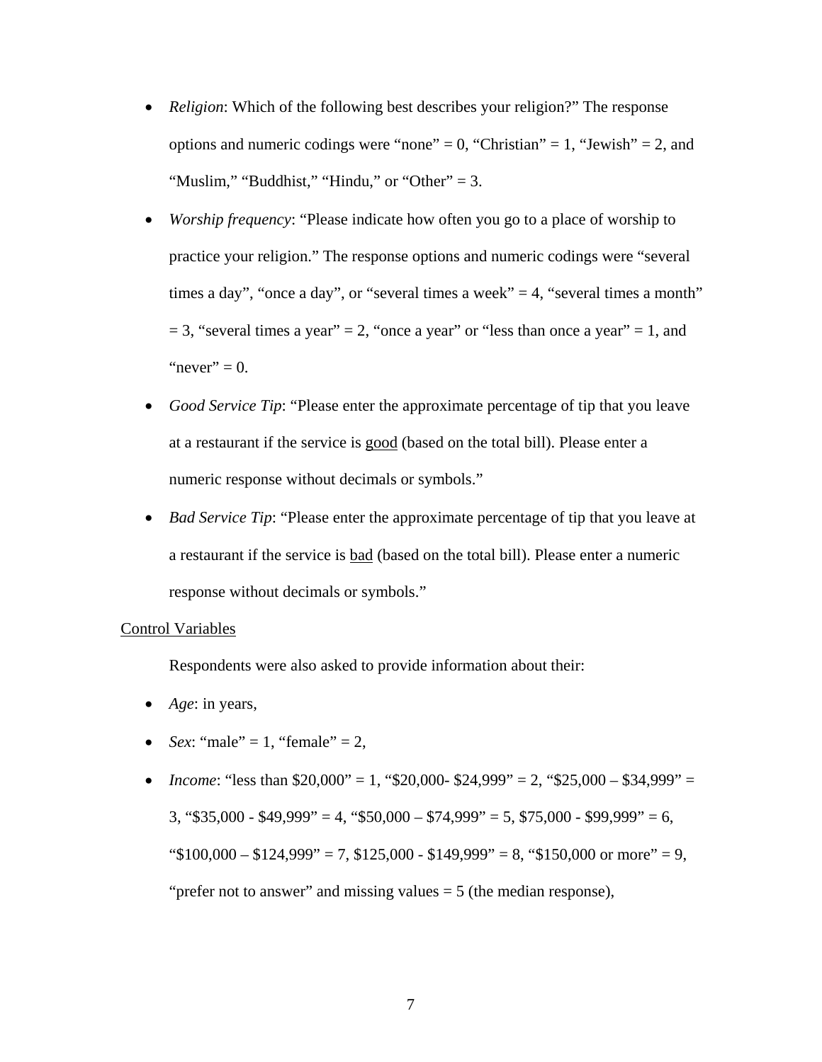- *Religion*: Which of the following best describes your religion?" The response options and numeric codings were "none" = 0, "Christian" = 1, "Jewish" = 2, and "Muslim," "Buddhist," "Hindu," or "Other" = 3.
- *Worship frequency*: "Please indicate how often you go to a place of worship to practice your religion." The response options and numeric codings were "several times a day", "once a day", or "several times a week" = 4, "several times a month" = 3, "several times a year" = 2, "once a year" or "less than once a year" = 1, and "never" = 0.
- *Good Service Tip*: "Please enter the approximate percentage of tip that you leave at a restaurant if the service is <u>good</u> (based on the total bill). Please enter a numeric response without decimals or symbols."
- *Bad Service Tip*: "Please enter the approximate percentage of tip that you leave at a restaurant if the service is <u>bad</u> (based on the total bill). Please enter a numeric response without decimals or symbols."

<u>Control Variables</u>

Respondents were also asked to provide information about their:

- *Age*: in years,
- *Sex*: "male" = 1, "female" = 2,
- *Income*: "less than $20,000" = 1, "$20,000- $24,999" = 2, "$25,000 – $34,999" = 3, "$35,000 - $49,999" = 4, "$50,000 – $74,999" = 5, $75,000 - $99,999" = 6, "$100,000 – $124,999" = 7, $125,000 - $149,999" = 8, "$150,000 or more" = 9, "prefer not to answer" and missing values = 5 (the median response),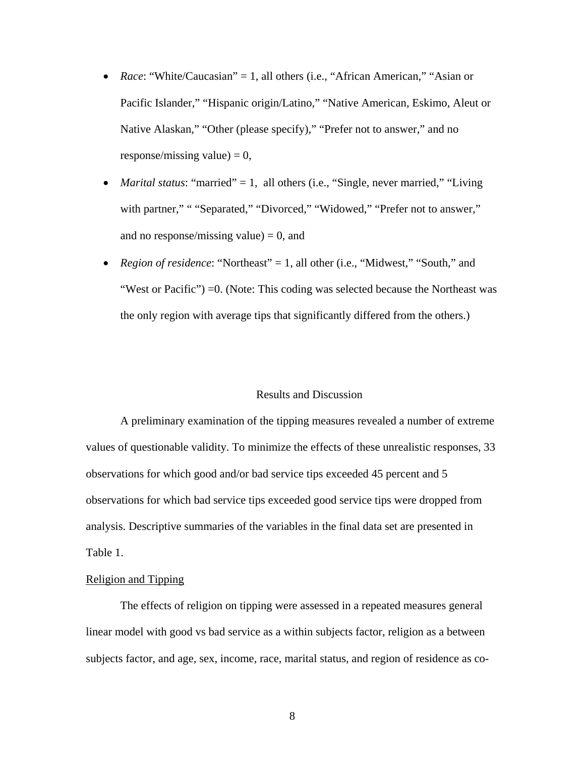- *Race*: “White/Caucasian” = 1, all others (i.e., “African American,” “Asian or Pacific Islander,” “Hispanic origin/Latino,” “Native American, Eskimo, Aleut or Native Alaskan,” “Other (please specify),” “Prefer not to answer,” and no response/missing value) = 0,
- *Marital status*: “married” = 1, all others (i.e., “Single, never married,” “Living with partner,” “ “Separated,” “Divorced,” “Widowed,” “Prefer not to answer,” and no response/missing value) = 0, and
- *Region of residence*: “Northeast” = 1, all other (i.e., “Midwest,” “South,” and “West or Pacific”) =0. (Note: This coding was selected because the Northeast was the only region with average tips that significantly differed from the others.)

## Results and Discussion

A preliminary examination of the tipping measures revealed a number of extreme values of questionable validity. To minimize the effects of these unrealistic responses, 33 observations for which good and/or bad service tips exceeded 45 percent and 5 observations for which bad service tips exceeded good service tips were dropped from analysis. Descriptive summaries of the variables in the final data set are presented in Table 1.

### Religion and Tipping

The effects of religion on tipping were assessed in a repeated measures general linear model with good vs bad service as a within subjects factor, religion as a between subjects factor, and age, sex, income, race, marital status, and region of residence as co-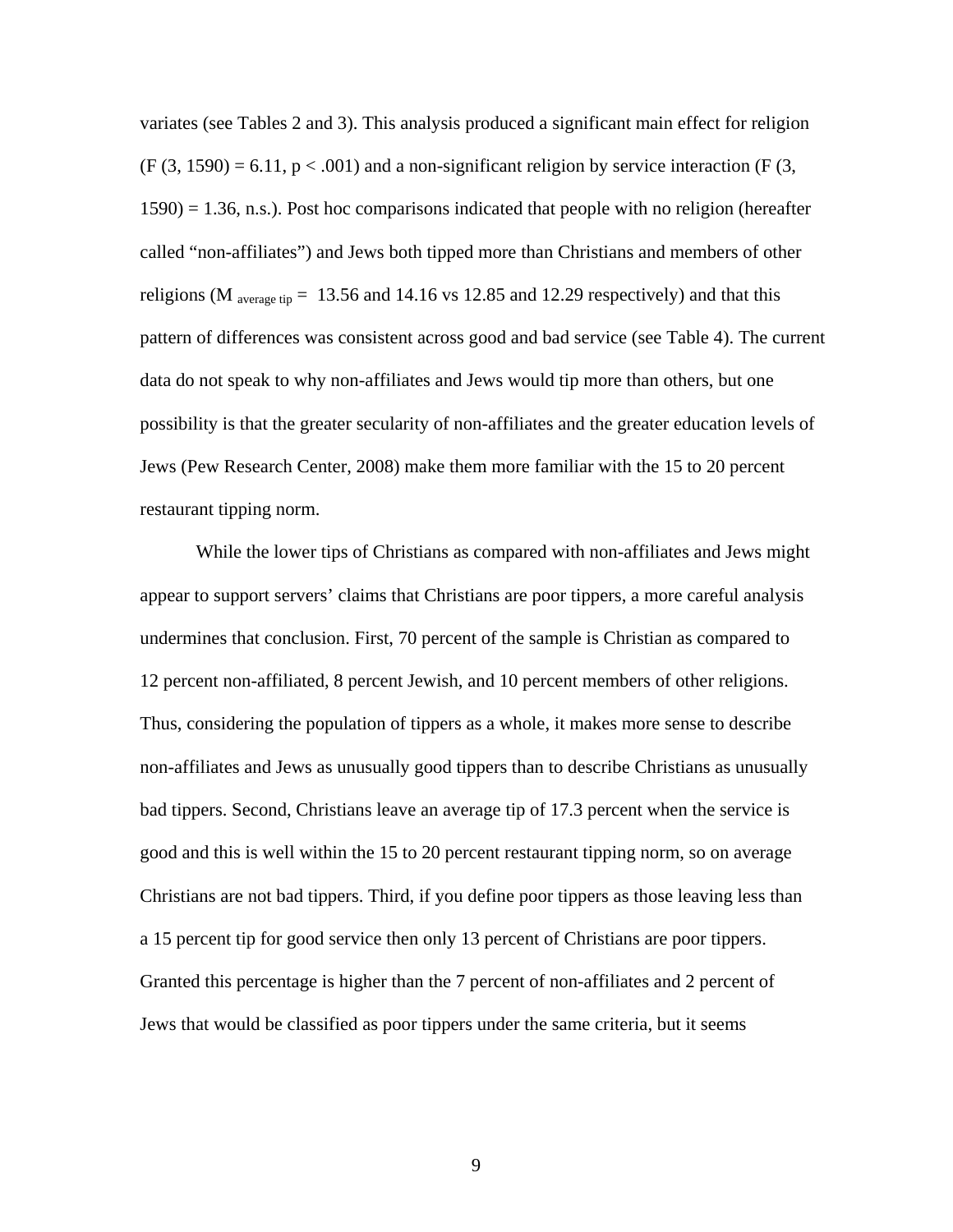variates (see Tables 2 and 3). This analysis produced a significant main effect for religion ($F(3, 1590) = 6.11$, $p < .001$) and a non-significant religion by service interaction ($F(3, 1590) = 1.36$, n.s.). Post hoc comparisons indicated that people with no religion (hereafter called "non-affiliates") and Jews both tipped more than Christians and members of other religions ($M_{average\ tip} =$ 13.56 and 14.16 vs 12.85 and 12.29 respectively) and that this pattern of differences was consistent across good and bad service (see Table 4). The current data do not speak to why non-affiliates and Jews would tip more than others, but one possibility is that the greater secularity of non-affiliates and the greater education levels of Jews (Pew Research Center, 2008) make them more familiar with the 15 to 20 percent restaurant tipping norm.

While the lower tips of Christians as compared with non-affiliates and Jews might appear to support servers' claims that Christians are poor tippers, a more careful analysis undermines that conclusion. First, 70 percent of the sample is Christian as compared to 12 percent non-affiliated, 8 percent Jewish, and 10 percent members of other religions. Thus, considering the population of tippers as a whole, it makes more sense to describe non-affiliates and Jews as unusually good tippers than to describe Christians as unusually bad tippers. Second, Christians leave an average tip of 17.3 percent when the service is good and this is well within the 15 to 20 percent restaurant tipping norm, so on average Christians are not bad tippers. Third, if you define poor tippers as those leaving less than a 15 percent tip for good service then only 13 percent of Christians are poor tippers. Granted this percentage is higher than the 7 percent of non-affiliates and 2 percent of Jews that would be classified as poor tippers under the same criteria, but it seems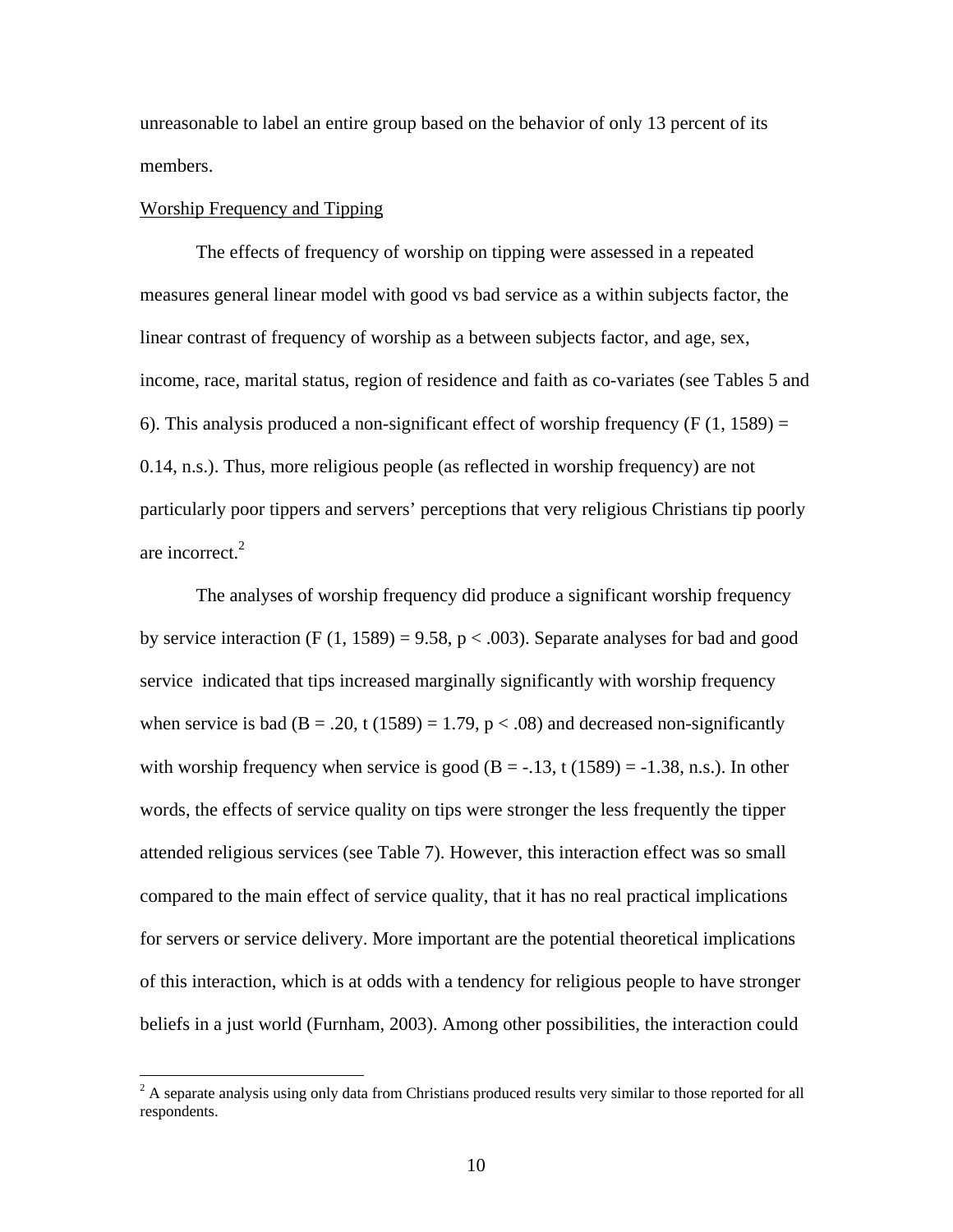unreasonable to label an entire group based on the behavior of only 13 percent of its members.

Worship Frequency and Tipping

The effects of frequency of worship on tipping were assessed in a repeated measures general linear model with good vs bad service as a within subjects factor, the linear contrast of frequency of worship as a between subjects factor, and age, sex, income, race, marital status, region of residence and faith as co-variates (see Tables 5 and 6). This analysis produced a non-significant effect of worship frequency ($F(1, 1589) = 0.14$, n.s.). Thus, more religious people (as reflected in worship frequency) are not particularly poor tippers and servers' perceptions that very religious Christians tip poorly are incorrect.[2]

The analyses of worship frequency did produce a significant worship frequency by service interaction ($F(1, 1589) = 9.58$, $p < .003$). Separate analyses for bad and good service indicated that tips increased marginally significantly with worship frequency when service is bad ($B = .20$, $t(1589) = 1.79$, $p < .08$) and decreased non-significantly with worship frequency when service is good ($B = -.13$, $t(1589) = -1.38$, n.s.). In other words, the effects of service quality on tips were stronger the less frequently the tipper attended religious services (see Table 7). However, this interaction effect was so small compared to the main effect of service quality, that it has no real practical implications for servers or service delivery. More important are the potential theoretical implications of this interaction, which is at odds with a tendency for religious people to have stronger beliefs in a just world (Furnham, 2003). Among other possibilities, the interaction could

[2] A separate analysis using only data from Christians produced results very similar to those reported for all respondents.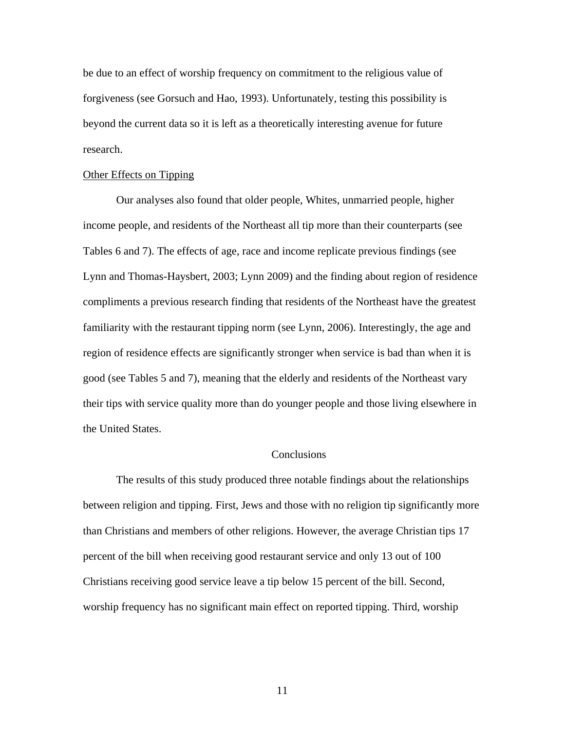be due to an effect of worship frequency on commitment to the religious value of forgiveness (see Gorsuch and Hao, 1993). Unfortunately, testing this possibility is beyond the current data so it is left as a theoretically interesting avenue for future research.

### Other Effects on Tipping

Our analyses also found that older people, Whites, unmarried people, higher income people, and residents of the Northeast all tip more than their counterparts (see Tables 6 and 7). The effects of age, race and income replicate previous findings (see Lynn and Thomas-Haysbert, 2003; Lynn 2009) and the finding about region of residence compliments a previous research finding that residents of the Northeast have the greatest familiarity with the restaurant tipping norm (see Lynn, 2006). Interestingly, the age and region of residence effects are significantly stronger when service is bad than when it is good (see Tables 5 and 7), meaning that the elderly and residents of the Northeast vary their tips with service quality more than do younger people and those living elsewhere in the United States.

## Conclusions

The results of this study produced three notable findings about the relationships between religion and tipping. First, Jews and those with no religion tip significantly more than Christians and members of other religions. However, the average Christian tips 17 percent of the bill when receiving good restaurant service and only 13 out of 100 Christians receiving good service leave a tip below 15 percent of the bill. Second, worship frequency has no significant main effect on reported tipping. Third, worship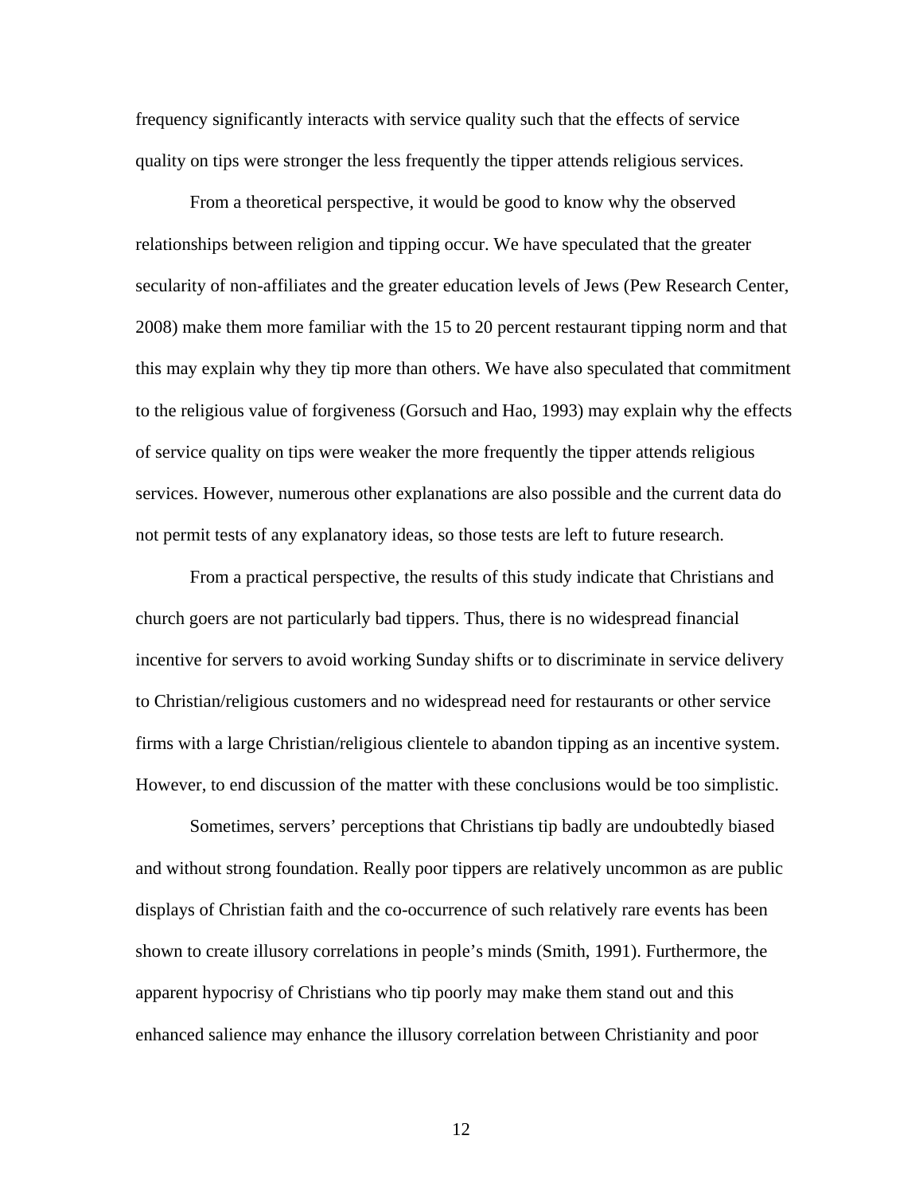frequency significantly interacts with service quality such that the effects of service quality on tips were stronger the less frequently the tipper attends religious services.

From a theoretical perspective, it would be good to know why the observed relationships between religion and tipping occur. We have speculated that the greater secularity of non-affiliates and the greater education levels of Jews (Pew Research Center, 2008) make them more familiar with the 15 to 20 percent restaurant tipping norm and that this may explain why they tip more than others. We have also speculated that commitment to the religious value of forgiveness (Gorsuch and Hao, 1993) may explain why the effects of service quality on tips were weaker the more frequently the tipper attends religious services. However, numerous other explanations are also possible and the current data do not permit tests of any explanatory ideas, so those tests are left to future research.

From a practical perspective, the results of this study indicate that Christians and church goers are not particularly bad tippers. Thus, there is no widespread financial incentive for servers to avoid working Sunday shifts or to discriminate in service delivery to Christian/religious customers and no widespread need for restaurants or other service firms with a large Christian/religious clientele to abandon tipping as an incentive system. However, to end discussion of the matter with these conclusions would be too simplistic.

Sometimes, servers' perceptions that Christians tip badly are undoubtedly biased and without strong foundation. Really poor tippers are relatively uncommon as are public displays of Christian faith and the co-occurrence of such relatively rare events has been shown to create illusory correlations in people's minds (Smith, 1991). Furthermore, the apparent hypocrisy of Christians who tip poorly may make them stand out and this enhanced salience may enhance the illusory correlation between Christianity and poor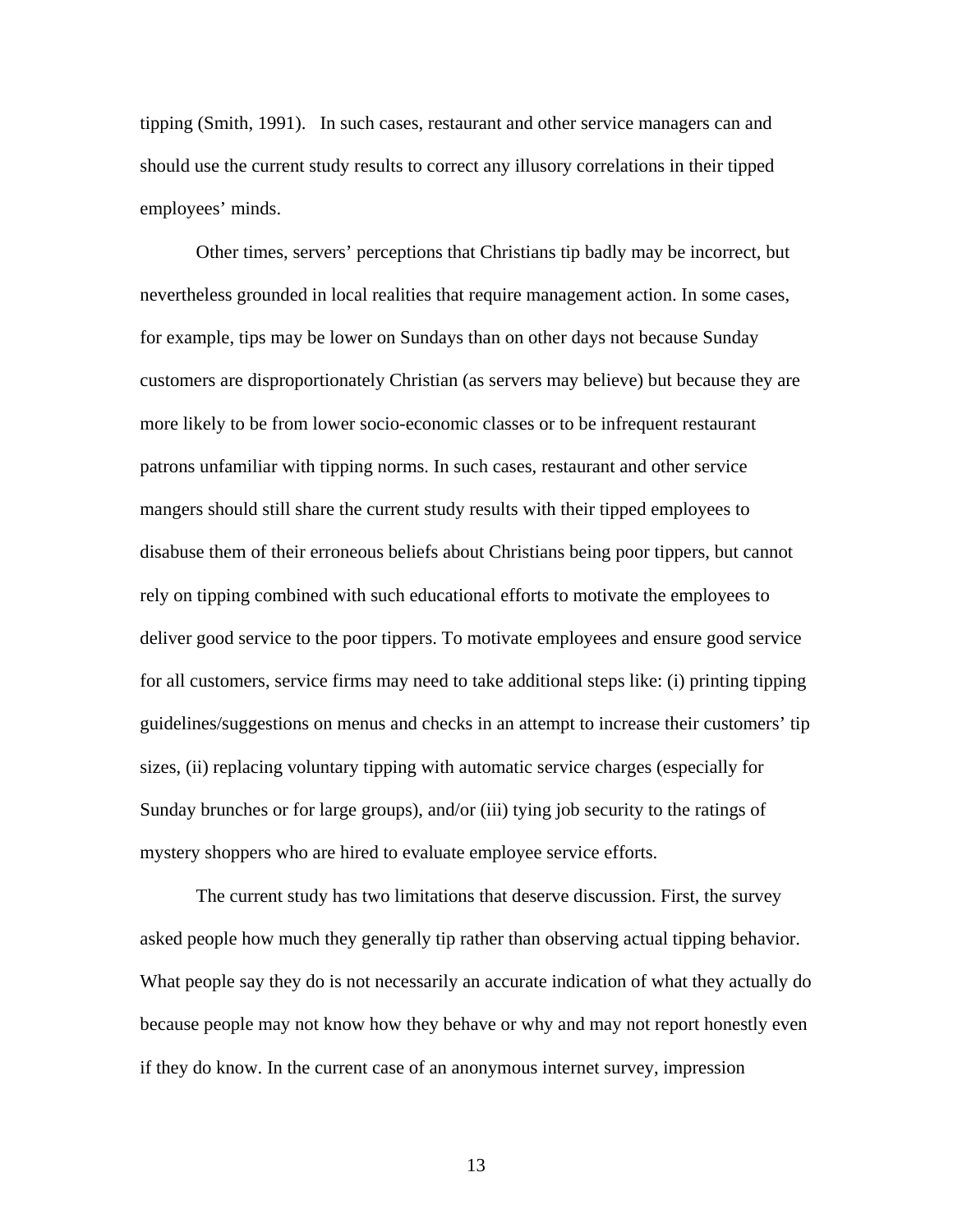tipping (Smith, 1991). In such cases, restaurant and other service managers can and should use the current study results to correct any illusory correlations in their tipped employees' minds.

Other times, servers' perceptions that Christians tip badly may be incorrect, but nevertheless grounded in local realities that require management action. In some cases, for example, tips may be lower on Sundays than on other days not because Sunday customers are disproportionately Christian (as servers may believe) but because they are more likely to be from lower socio-economic classes or to be infrequent restaurant patrons unfamiliar with tipping norms. In such cases, restaurant and other service mangers should still share the current study results with their tipped employees to disabuse them of their erroneous beliefs about Christians being poor tippers, but cannot rely on tipping combined with such educational efforts to motivate the employees to deliver good service to the poor tippers. To motivate employees and ensure good service for all customers, service firms may need to take additional steps like: (i) printing tipping guidelines/suggestions on menus and checks in an attempt to increase their customers' tip sizes, (ii) replacing voluntary tipping with automatic service charges (especially for Sunday brunches or for large groups), and/or (iii) tying job security to the ratings of mystery shoppers who are hired to evaluate employee service efforts.

The current study has two limitations that deserve discussion. First, the survey asked people how much they generally tip rather than observing actual tipping behavior. What people say they do is not necessarily an accurate indication of what they actually do because people may not know how they behave or why and may not report honestly even if they do know. In the current case of an anonymous internet survey, impression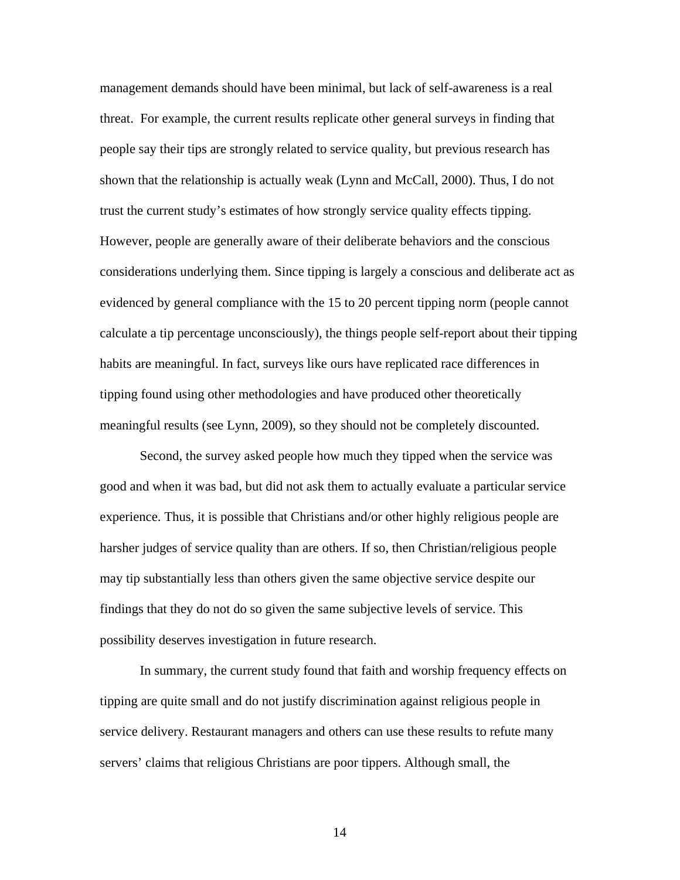management demands should have been minimal, but lack of self-awareness is a real threat. For example, the current results replicate other general surveys in finding that people say their tips are strongly related to service quality, but previous research has shown that the relationship is actually weak (Lynn and McCall, 2000). Thus, I do not trust the current study's estimates of how strongly service quality effects tipping. However, people are generally aware of their deliberate behaviors and the conscious considerations underlying them. Since tipping is largely a conscious and deliberate act as evidenced by general compliance with the 15 to 20 percent tipping norm (people cannot calculate a tip percentage unconsciously), the things people self-report about their tipping habits are meaningful. In fact, surveys like ours have replicated race differences in tipping found using other methodologies and have produced other theoretically meaningful results (see Lynn, 2009), so they should not be completely discounted.

Second, the survey asked people how much they tipped when the service was good and when it was bad, but did not ask them to actually evaluate a particular service experience. Thus, it is possible that Christians and/or other highly religious people are harsher judges of service quality than are others. If so, then Christian/religious people may tip substantially less than others given the same objective service despite our findings that they do not do so given the same subjective levels of service. This possibility deserves investigation in future research.

In summary, the current study found that faith and worship frequency effects on tipping are quite small and do not justify discrimination against religious people in service delivery. Restaurant managers and others can use these results to refute many servers' claims that religious Christians are poor tippers. Although small, the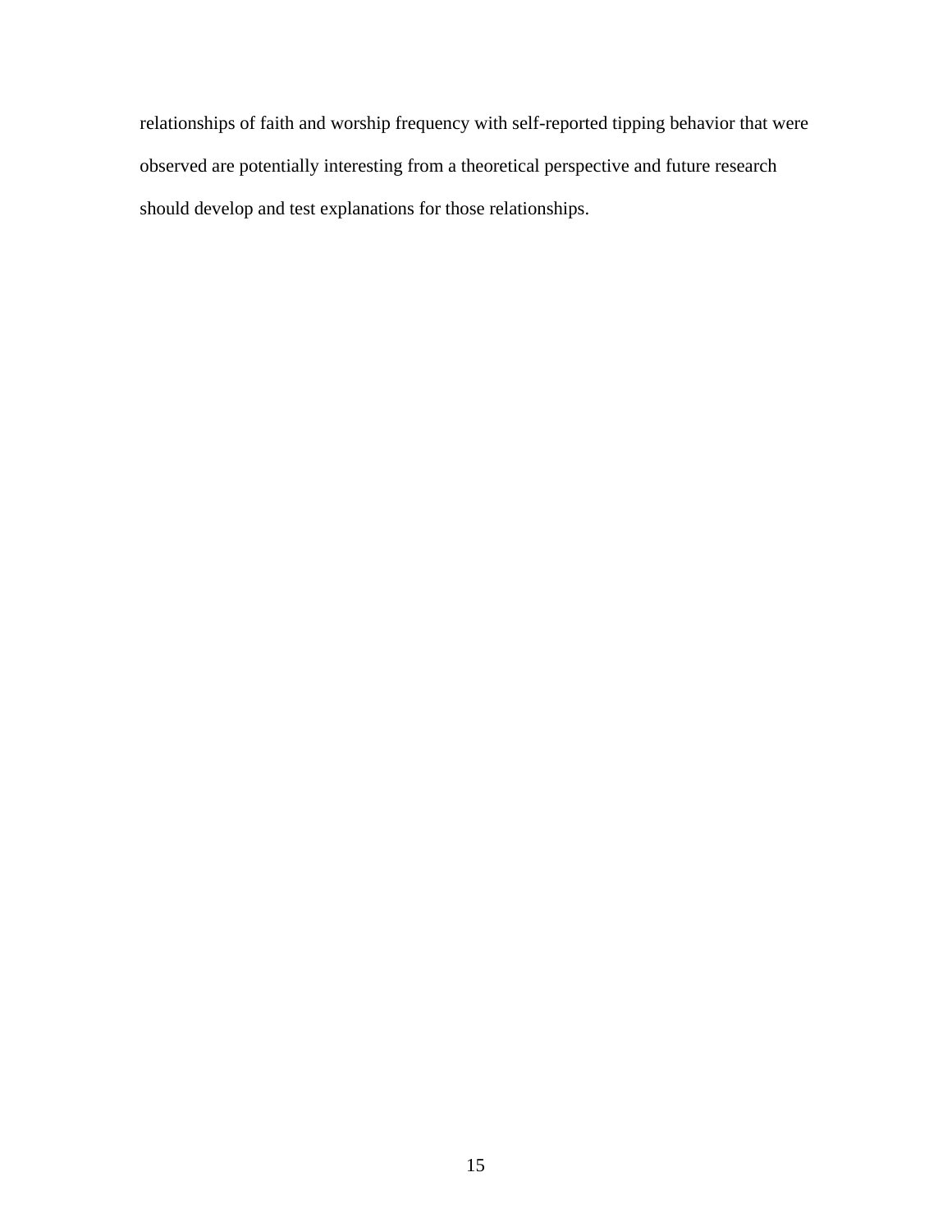relationships of faith and worship frequency with self-reported tipping behavior that were observed are potentially interesting from a theoretical perspective and future research should develop and test explanations for those relationships.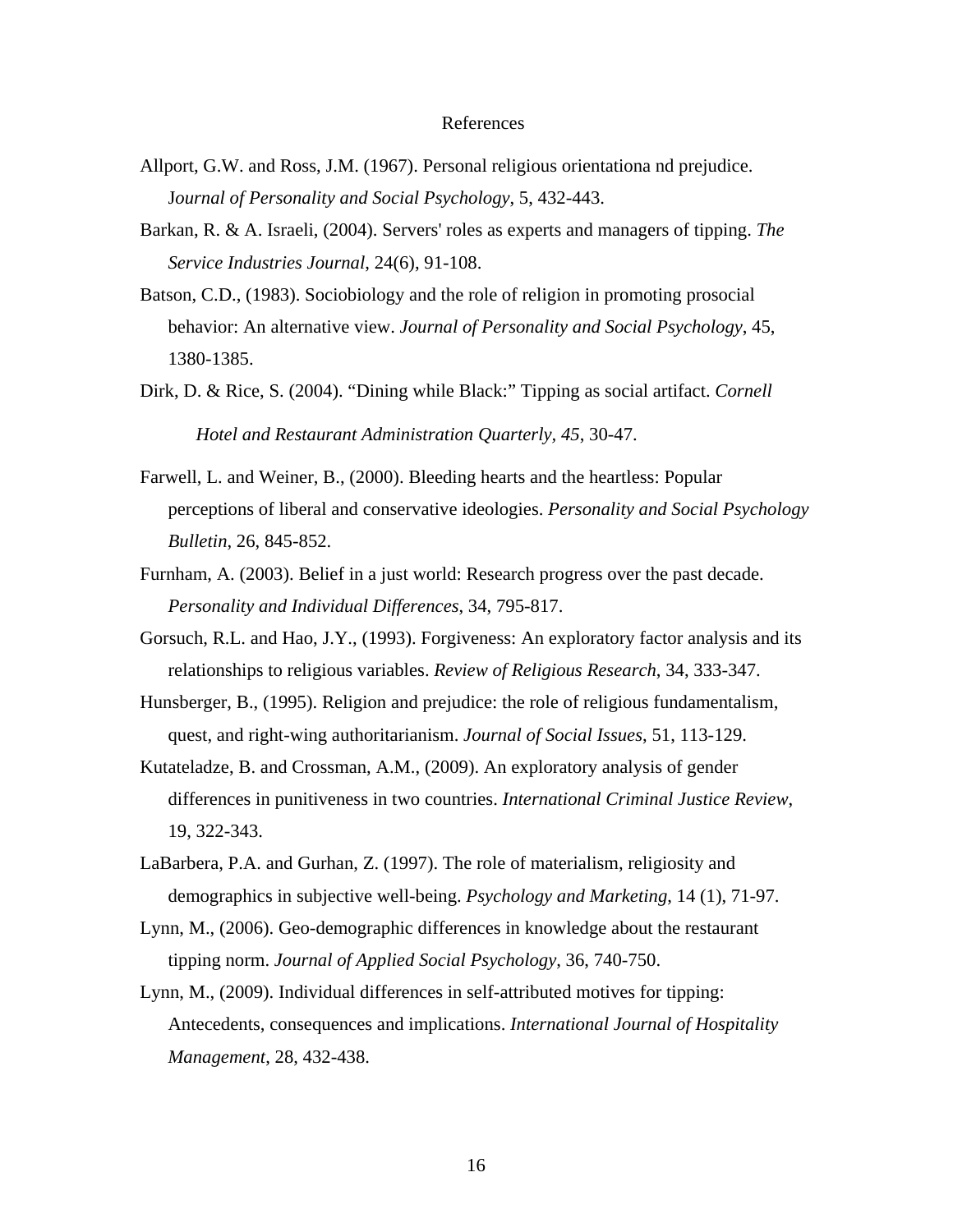# References

Allport, G.W. and Ross, J.M. (1967). Personal religious orientationa nd prejudice. J*ournal of Personality and Social Psychology*, 5, 432-443.

Barkan, R. & A. Israeli, (2004). Servers' roles as experts and managers of tipping. *The Service Industries Journal*, 24(6), 91-108.

Batson, C.D., (1983). Sociobiology and the role of religion in promoting prosocial behavior: An alternative view. *Journal of Personality and Social Psychology*, 45, 1380-1385.

Dirk, D. & Rice, S. (2004). "Dining while Black:" Tipping as social artifact. *Cornell Hotel and Restaurant Administration Quarterly, 45*, 30-47.

Farwell, L. and Weiner, B., (2000). Bleeding hearts and the heartless: Popular perceptions of liberal and conservative ideologies. *Personality and Social Psychology Bulletin*, 26, 845-852.

Furnham, A. (2003). Belief in a just world: Research progress over the past decade. *Personality and Individual Differences*, 34, 795-817.

Gorsuch, R.L. and Hao, J.Y., (1993). Forgiveness: An exploratory factor analysis and its relationships to religious variables. *Review of Religious Research*, 34, 333-347.

Hunsberger, B., (1995). Religion and prejudice: the role of religious fundamentalism, quest, and right-wing authoritarianism. *Journal of Social Issues*, 51, 113-129.

Kutateladze, B. and Crossman, A.M., (2009). An exploratory analysis of gender differences in punitiveness in two countries. *International Criminal Justice Review*, 19, 322-343.

LaBarbera, P.A. and Gurhan, Z. (1997). The role of materialism, religiosity and demographics in subjective well-being. *Psychology and Marketing*, 14 (1), 71-97.

Lynn, M., (2006). Geo-demographic differences in knowledge about the restaurant tipping norm. *Journal of Applied Social Psychology*, 36, 740-750.

Lynn, M., (2009). Individual differences in self-attributed motives for tipping: Antecedents, consequences and implications. *International Journal of Hospitality Management*, 28, 432-438.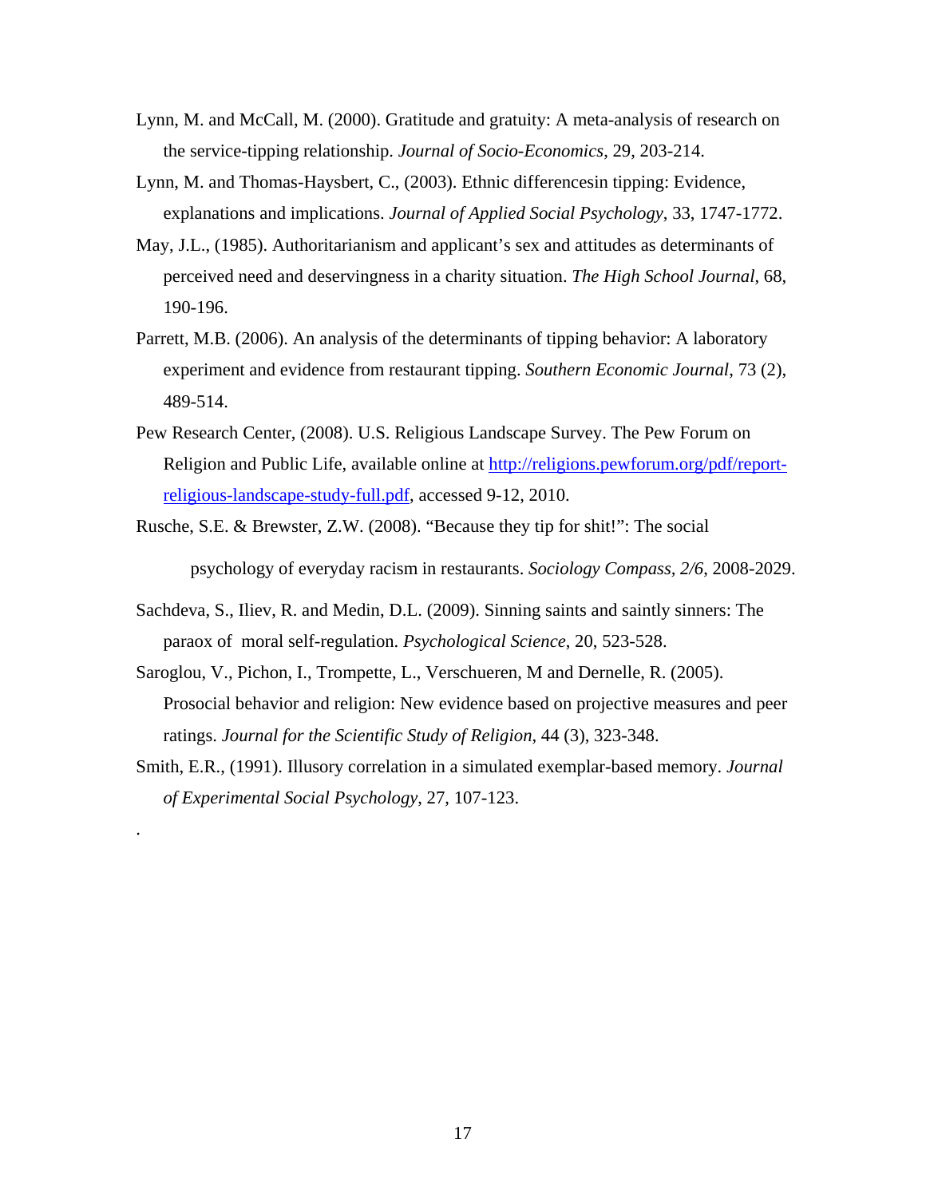Lynn, M. and McCall, M. (2000). Gratitude and gratuity: A meta-analysis of research on the service-tipping relationship. *Journal of Socio-Economics*, 29, 203-214.

Lynn, M. and Thomas-Haysbert, C., (2003). Ethnic differencesin tipping: Evidence, explanations and implications. *Journal of Applied Social Psychology*, 33, 1747-1772.

May, J.L., (1985). Authoritarianism and applicant's sex and attitudes as determinants of perceived need and deservingness in a charity situation. *The High School Journal*, 68, 190-196.

Parrett, M.B. (2006). An analysis of the determinants of tipping behavior: A laboratory experiment and evidence from restaurant tipping. *Southern Economic Journal*, 73 (2), 489-514.

Pew Research Center, (2008). U.S. Religious Landscape Survey. The Pew Forum on Religion and Public Life, available online at http://religions.pewforum.org/pdf/report-religious-landscape-study-full.pdf, accessed 9-12, 2010.

Rusche, S.E. & Brewster, Z.W. (2008). "Because they tip for shit!": The social psychology of everyday racism in restaurants. *Sociology Compass, 2/6*, 2008-2029.

Sachdeva, S., Iliev, R. and Medin, D.L. (2009). Sinning saints and saintly sinners: The paraox of moral self-regulation. *Psychological Science*, 20, 523-528.

Saroglou, V., Pichon, I., Trompette, L., Verschueren, M and Dernelle, R. (2005). Prosocial behavior and religion: New evidence based on projective measures and peer ratings. *Journal for the Scientific Study of Religion*, 44 (3), 323-348.

Smith, E.R., (1991). Illusory correlation in a simulated exemplar-based memory. *Journal of Experimental Social Psychology*, 27, 107-123.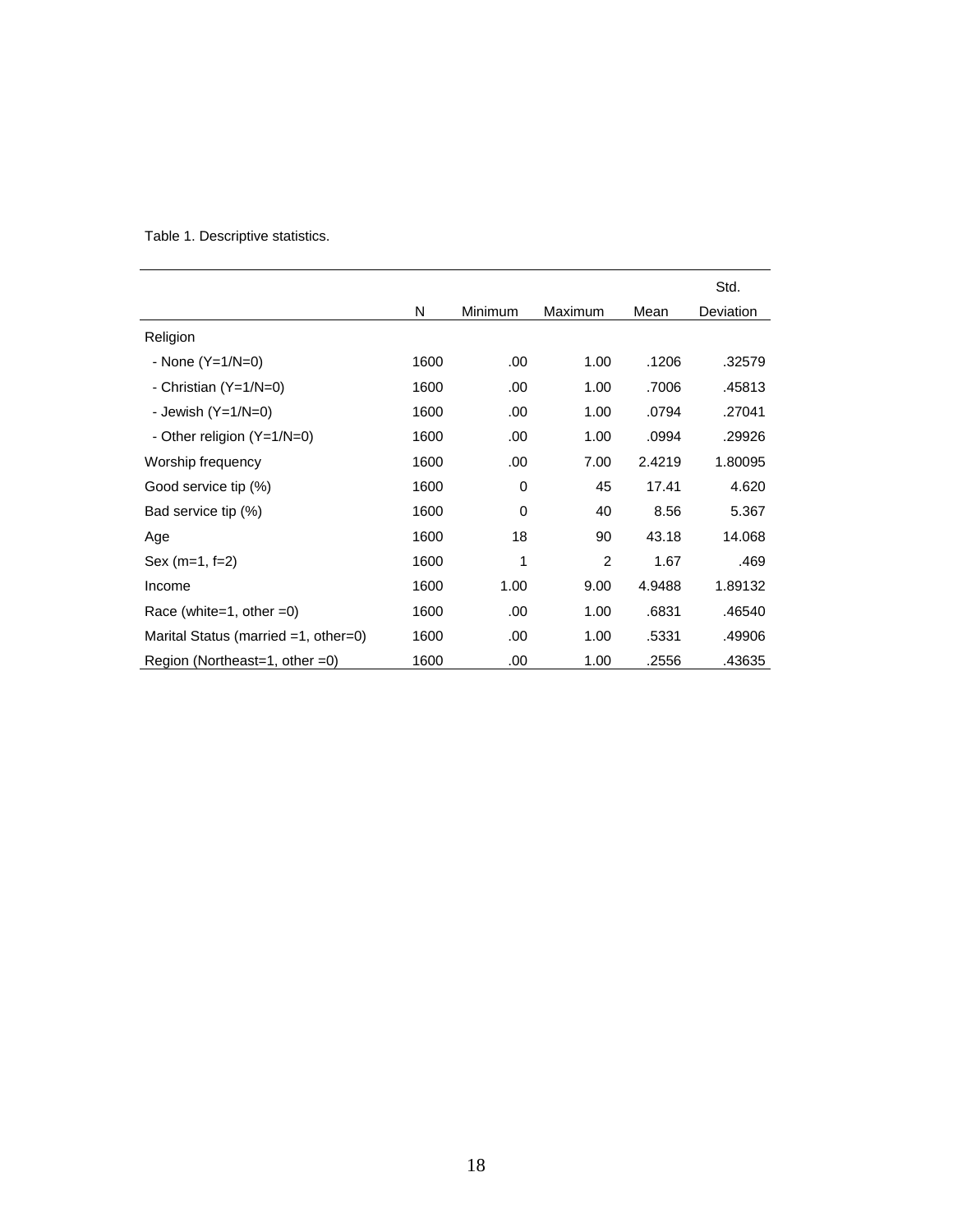Table 1. Descriptive statistics.

| | N | Minimum | Maximum | Mean | Std. Deviation |
|---|---|---|---|---|---|
| Religion | | | | | |
| - None (Y=1/N=0) | 1600 | .00 | 1.00 | .1206 | .32579 |
| - Christian (Y=1/N=0) | 1600 | .00 | 1.00 | .7006 | .45813 |
| - Jewish (Y=1/N=0) | 1600 | .00 | 1.00 | .0794 | .27041 |
| - Other religion (Y=1/N=0) | 1600 | .00 | 1.00 | .0994 | .29926 |
| Worship frequency | 1600 | .00 | 7.00 | 2.4219 | 1.80095 |
| Good service tip (%) | 1600 | 0 | 45 | 17.41 | 4.620 |
| Bad service tip (%) | 1600 | 0 | 40 | 8.56 | 5.367 |
| Age | 1600 | 18 | 90 | 43.18 | 14.068 |
| Sex (m=1, f=2) | 1600 | 1 | 2 | 1.67 | .469 |
| Income | 1600 | 1.00 | 9.00 | 4.9488 | 1.89132 |
| Race (white=1, other =0) | 1600 | .00 | 1.00 | .6831 | .46540 |
| Marital Status (married =1, other=0) | 1600 | .00 | 1.00 | .5331 | .49906 |
| Region (Northeast=1, other =0) | 1600 | .00 | 1.00 | .2556 | .43635 |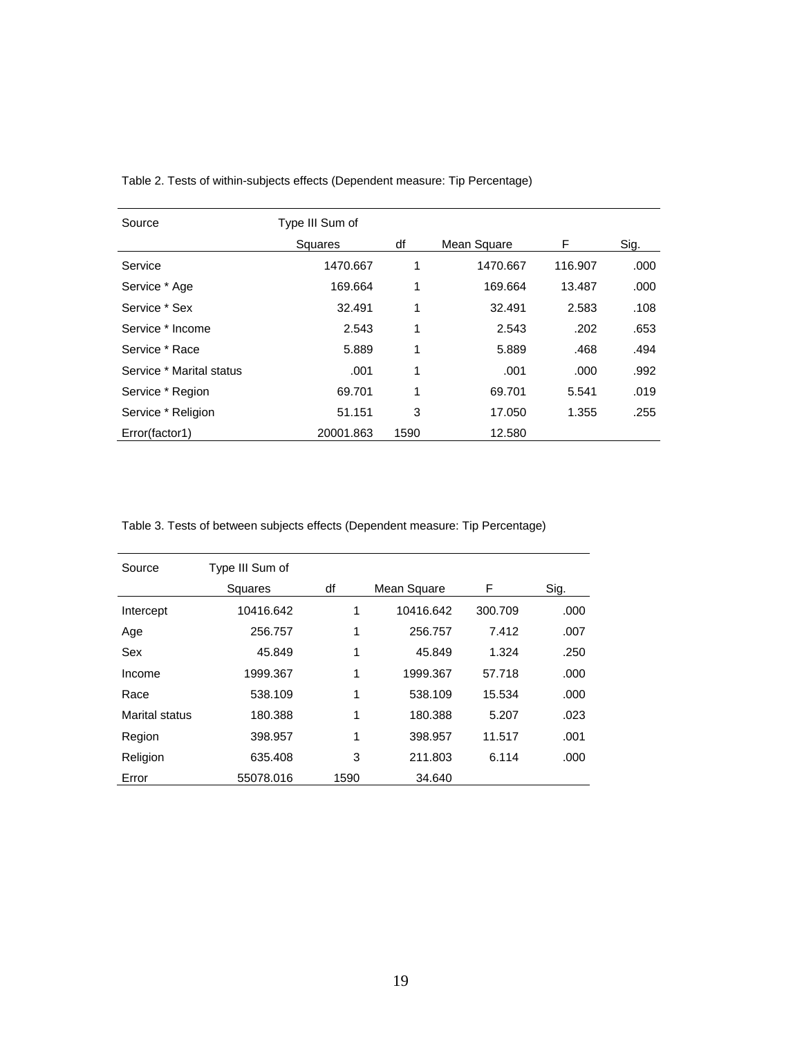Table 2. Tests of within-subjects effects (Dependent measure: Tip Percentage)

| Source | Type III Sum of Squares | df | Mean Square | F | Sig. |
|---|---|---|---|---|---|
| Service | 1470.667 | 1 | 1470.667 | 116.907 | .000 |
| Service * Age | 169.664 | 1 | 169.664 | 13.487 | .000 |
| Service * Sex | 32.491 | 1 | 32.491 | 2.583 | .108 |
| Service * Income | 2.543 | 1 | 2.543 | .202 | .653 |
| Service * Race | 5.889 | 1 | 5.889 | .468 | .494 |
| Service * Marital status | .001 | 1 | .001 | .000 | .992 |
| Service * Region | 69.701 | 1 | 69.701 | 5.541 | .019 |
| Service * Religion | 51.151 | 3 | 17.050 | 1.355 | .255 |
| Error(factor1) | 20001.863 | 1590 | 12.580 | | |

Table 3. Tests of between subjects effects (Dependent measure: Tip Percentage)

| Source | Type III Sum of Squares | df | Mean Square | F | Sig. |
|---|---|---|---|---|---|
| Intercept | 10416.642 | 1 | 10416.642 | 300.709 | .000 |
| Age | 256.757 | 1 | 256.757 | 7.412 | .007 |
| Sex | 45.849 | 1 | 45.849 | 1.324 | .250 |
| Income | 1999.367 | 1 | 1999.367 | 57.718 | .000 |
| Race | 538.109 | 1 | 538.109 | 15.534 | .000 |
| Marital status | 180.388 | 1 | 180.388 | 5.207 | .023 |
| Region | 398.957 | 1 | 398.957 | 11.517 | .001 |
| Religion | 635.408 | 3 | 211.803 | 6.114 | .000 |
| Error | 55078.016 | 1590 | 34.640 | | |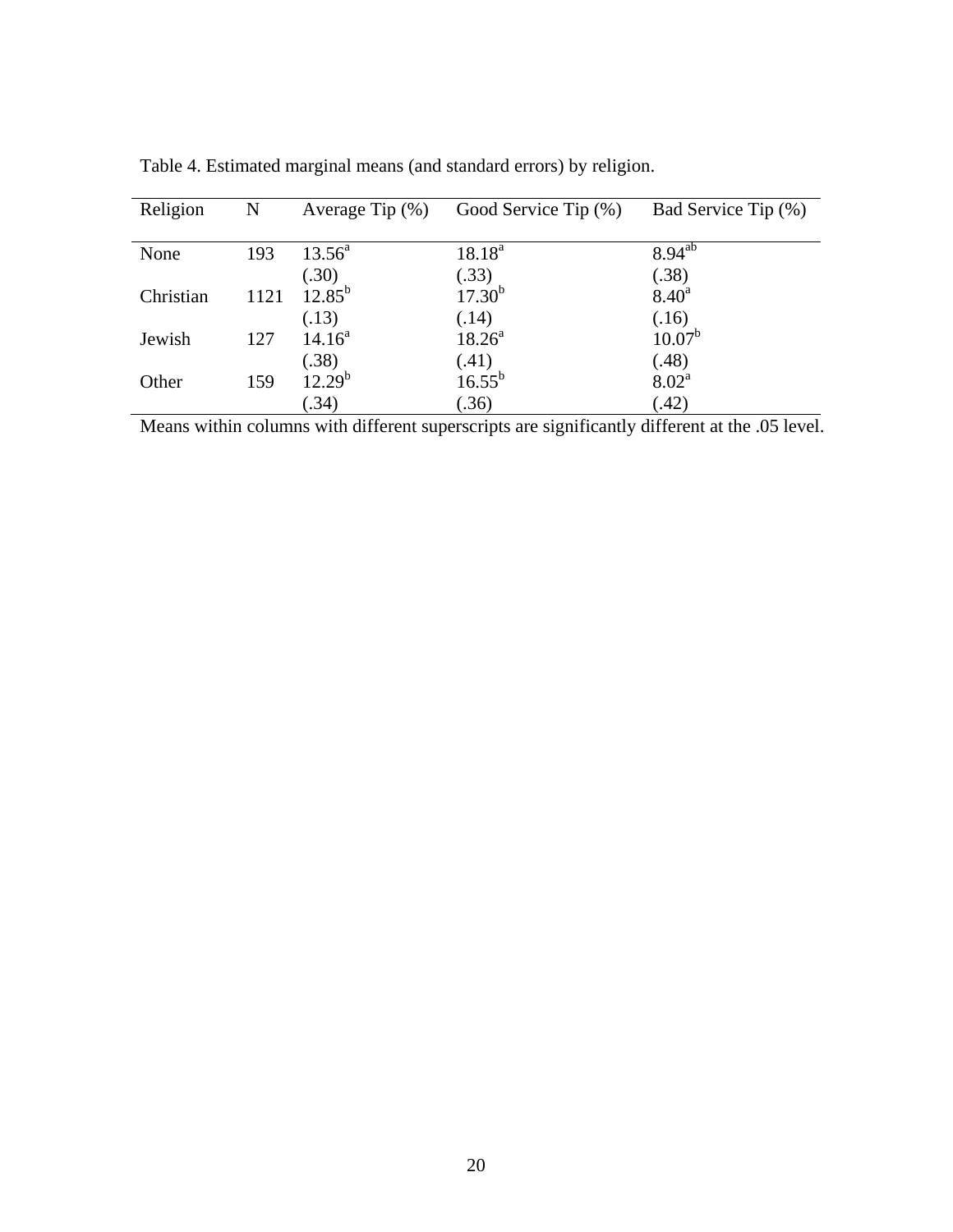Table 4. Estimated marginal means (and standard errors) by religion.

| Religion | N | Average Tip (%) | Good Service Tip (%) | Bad Service Tip (%) |
|---|---|---|---|---|
| None | 193 | 13.56[a] (.30) | 18.18[a] (.33) | 8.94[ab] (.38) |
| Christian | 1121 | 12.85[b] (.13) | 17.30[b] (.14) | 8.40[a] (.16) |
| Jewish | 127 | 14.16[a] (.38) | 18.26[a] (.41) | 10.07[b] (.48) |
| Other | 159 | 12.29[b] (.34) | 16.55[b] (.36) | 8.02[a] (.42) |

Means within columns with different superscripts are significantly different at the .05 level.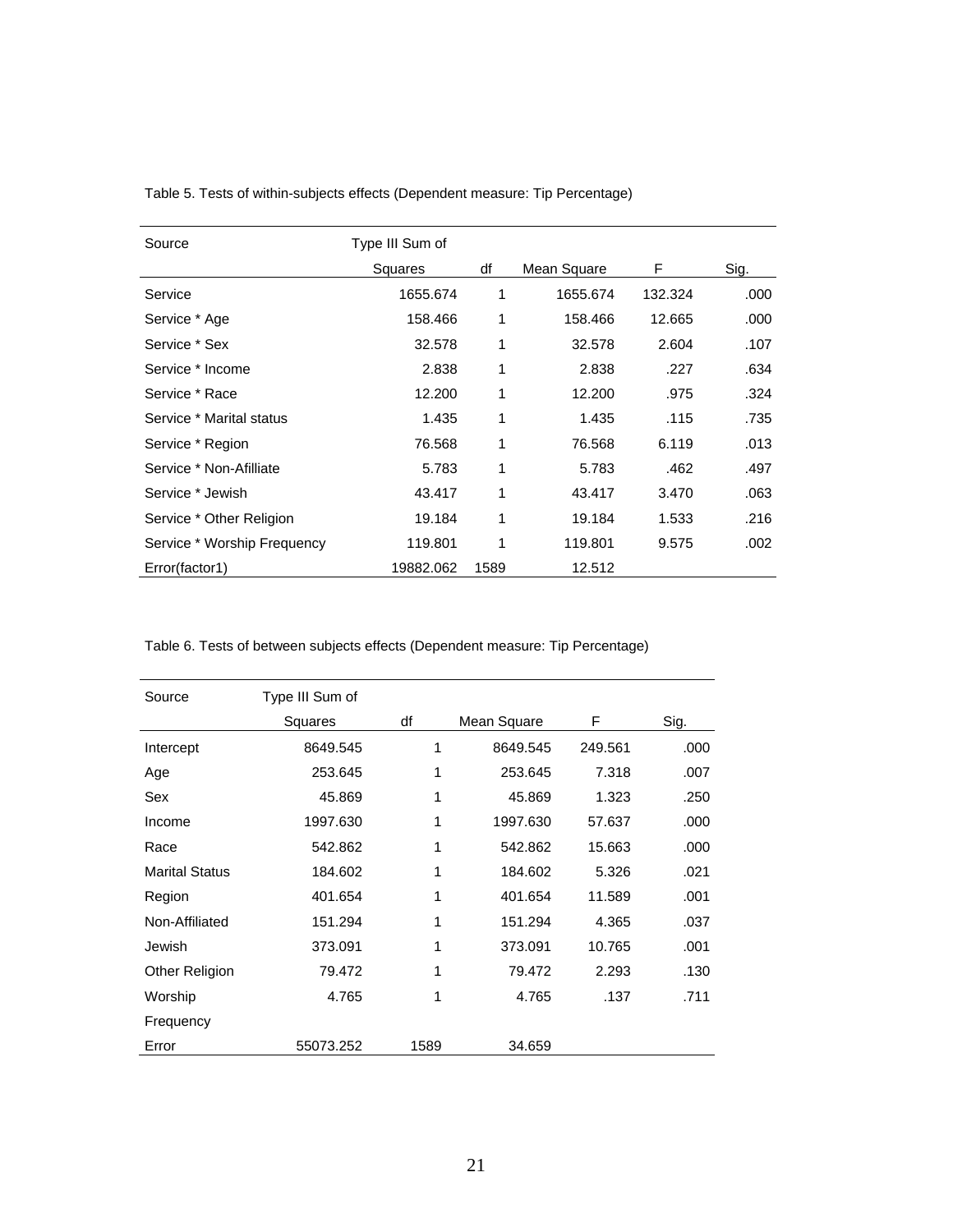Table 5. Tests of within-subjects effects (Dependent measure: Tip Percentage)

| Source | Type III Sum of Squares | df | Mean Square | F | Sig. |
|---|---|---|---|---|---|
| Service | 1655.674 | 1 | 1655.674 | 132.324 | .000 |
| Service * Age | 158.466 | 1 | 158.466 | 12.665 | .000 |
| Service * Sex | 32.578 | 1 | 32.578 | 2.604 | .107 |
| Service * Income | 2.838 | 1 | 2.838 | .227 | .634 |
| Service * Race | 12.200 | 1 | 12.200 | .975 | .324 |
| Service * Marital status | 1.435 | 1 | 1.435 | .115 | .735 |
| Service * Region | 76.568 | 1 | 76.568 | 6.119 | .013 |
| Service * Non-Afilliate | 5.783 | 1 | 5.783 | .462 | .497 |
| Service * Jewish | 43.417 | 1 | 43.417 | 3.470 | .063 |
| Service * Other Religion | 19.184 | 1 | 19.184 | 1.533 | .216 |
| Service * Worship Frequency | 119.801 | 1 | 119.801 | 9.575 | .002 |
| Error(factor1) | 19882.062 | 1589 | 12.512 | | |

Table 6. Tests of between subjects effects (Dependent measure: Tip Percentage)

| Source | Type III Sum of Squares | df | Mean Square | F | Sig. |
|---|---|---|---|---|---|
| Intercept | 8649.545 | 1 | 8649.545 | 249.561 | .000 |
| Age | 253.645 | 1 | 253.645 | 7.318 | .007 |
| Sex | 45.869 | 1 | 45.869 | 1.323 | .250 |
| Income | 1997.630 | 1 | 1997.630 | 57.637 | .000 |
| Race | 542.862 | 1 | 542.862 | 15.663 | .000 |
| Marital Status | 184.602 | 1 | 184.602 | 5.326 | .021 |
| Region | 401.654 | 1 | 401.654 | 11.589 | .001 |
| Non-Affiliated | 151.294 | 1 | 151.294 | 4.365 | .037 |
| Jewish | 373.091 | 1 | 373.091 | 10.765 | .001 |
| Other Religion | 79.472 | 1 | 79.472 | 2.293 | .130 |
| Worship Frequency | 4.765 | 1 | 4.765 | .137 | .711 |
| Error | 55073.252 | 1589 | 34.659 | | |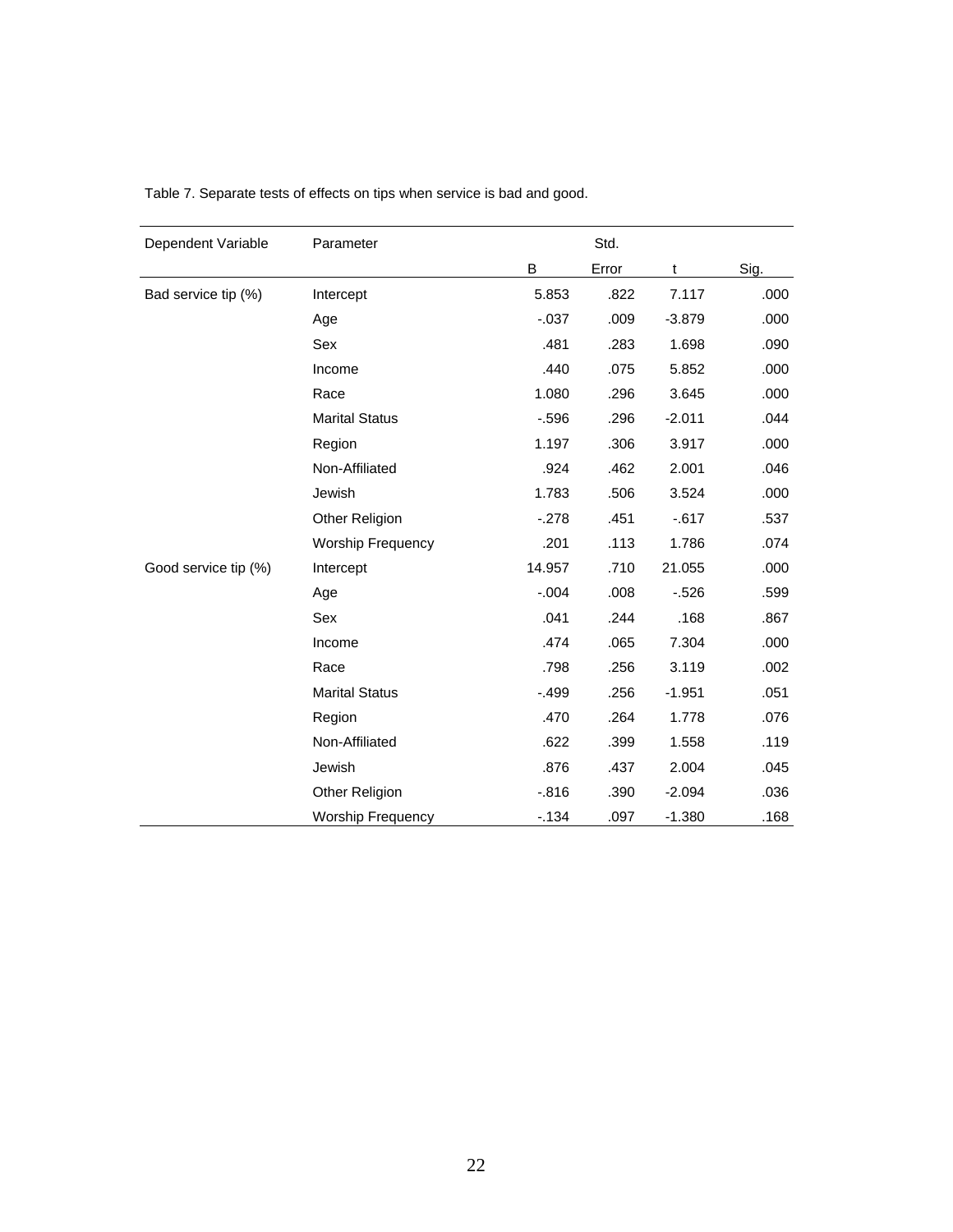Table 7. Separate tests of effects on tips when service is bad and good.

| Dependent Variable | Parameter | B | Std. Error | t | Sig. |
|---|---|---|---|---|---|
| Bad service tip (%) | Intercept | 5.853 | .822 | 7.117 | .000 |
| | Age | -.037 | .009 | -3.879 | .000 |
| | Sex | .481 | .283 | 1.698 | .090 |
| | Income | .440 | .075 | 5.852 | .000 |
| | Race | 1.080 | .296 | 3.645 | .000 |
| | Marital Status | -.596 | .296 | -2.011 | .044 |
| | Region | 1.197 | .306 | 3.917 | .000 |
| | Non-Affiliated | .924 | .462 | 2.001 | .046 |
| | Jewish | 1.783 | .506 | 3.524 | .000 |
| | Other Religion | -.278 | .451 | -.617 | .537 |
| | Worship Frequency | .201 | .113 | 1.786 | .074 |
| Good service tip (%) | Intercept | 14.957 | .710 | 21.055 | .000 |
| | Age | -.004 | .008 | -.526 | .599 |
| | Sex | .041 | .244 | .168 | .867 |
| | Income | .474 | .065 | 7.304 | .000 |
| | Race | .798 | .256 | 3.119 | .002 |
| | Marital Status | -.499 | .256 | -1.951 | .051 |
| | Region | .470 | .264 | 1.778 | .076 |
| | Non-Affiliated | .622 | .399 | 1.558 | .119 |
| | Jewish | .876 | .437 | 2.004 | .045 |
| | Other Religion | -.816 | .390 | -2.094 | .036 |
| | Worship Frequency | -.134 | .097 | -1.380 | .168 |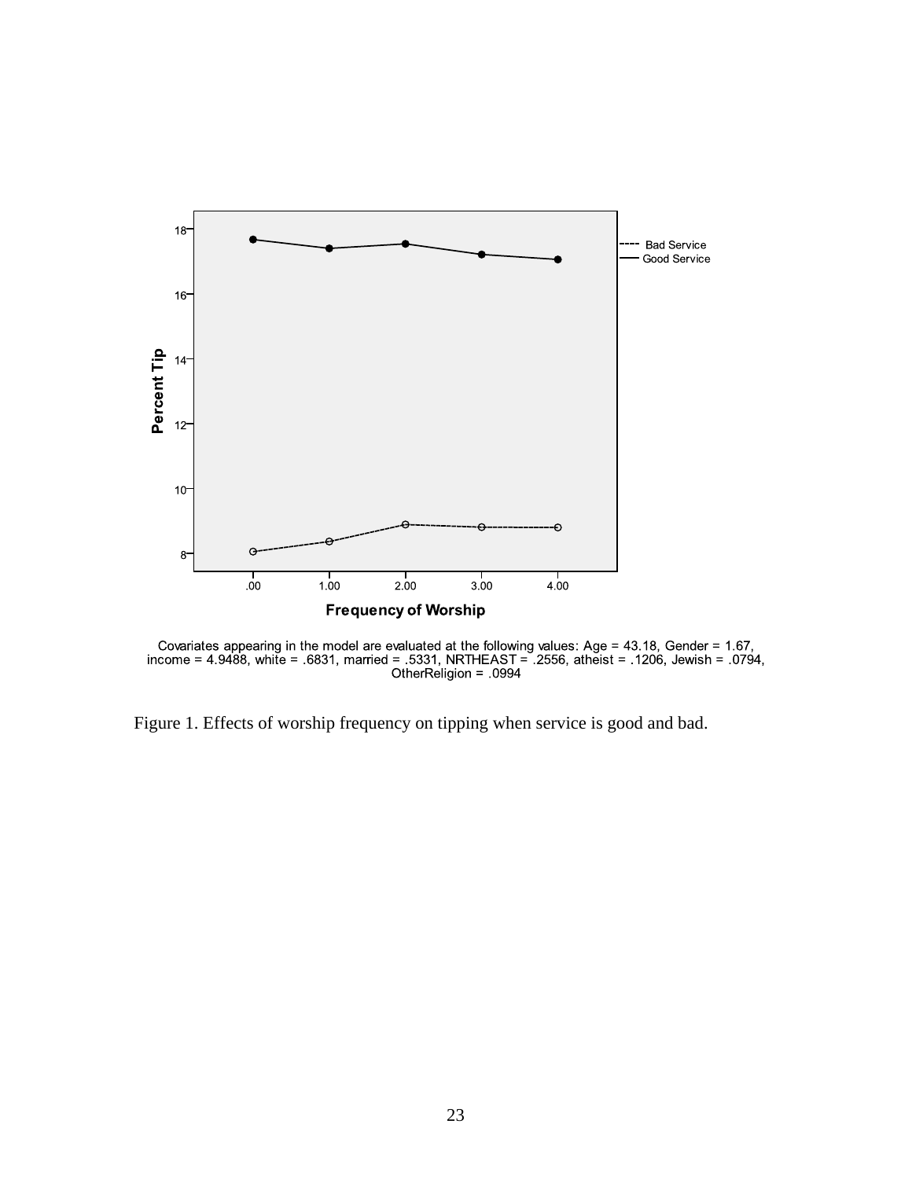18
16
14
12
10
8

Percent Tip

.00
1.00
2.00
3.00
4.00

Frequency of Worship

Bad Service
Good Service

Covariates appearing in the model are evaluated at the following values: Age = 43.18, Gender = 1.67, income = 4.9488, white = .6831, married = .5331, NRTHEAST = .2556, atheist = .1206, Jewish = .0794, OtherReligion = .0994

Figure 1. Effects of worship frequency on tipping when service is good and bad.